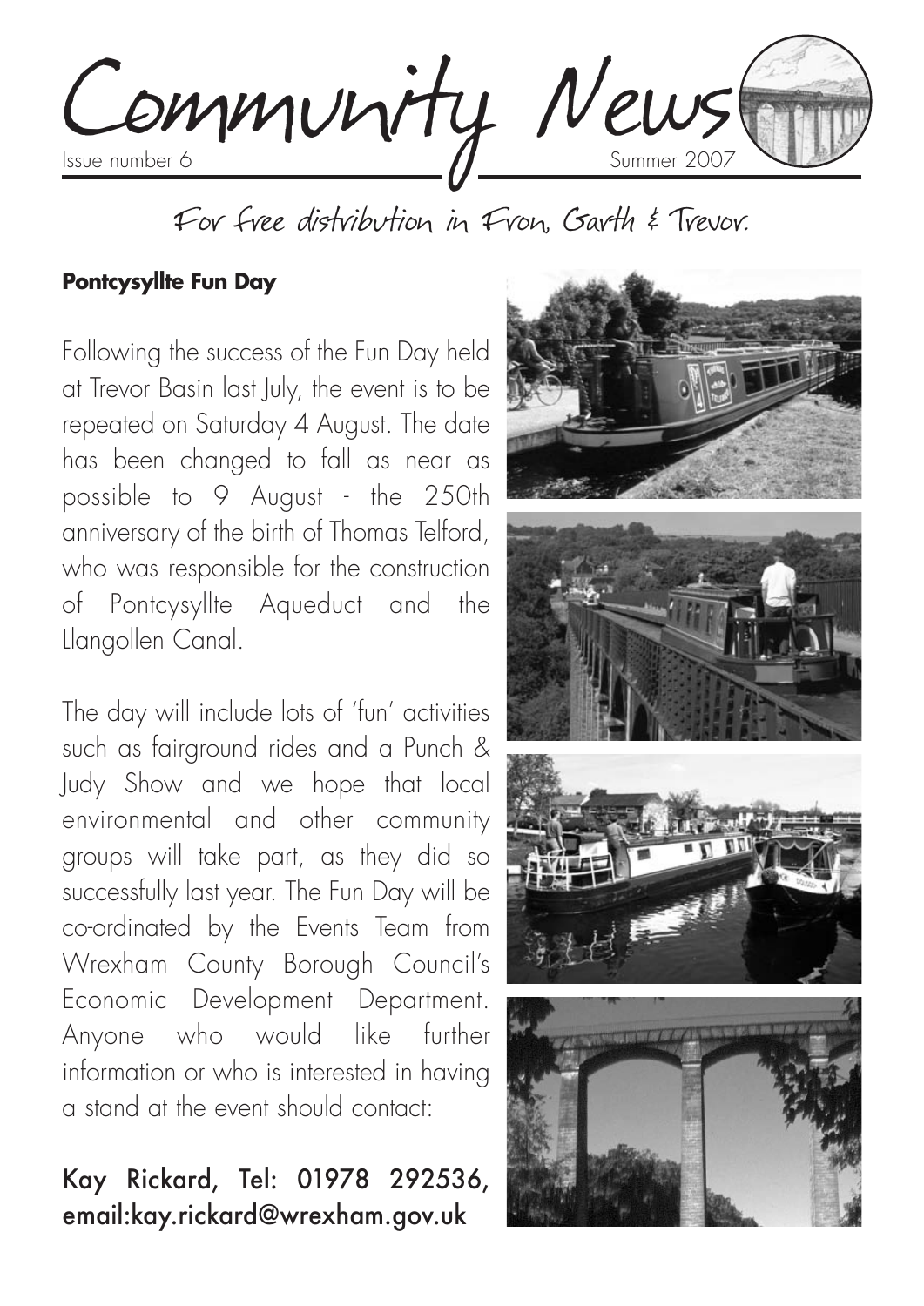# Community News

Issue number 6 Summer 2007

For free distribution in Fron, Garth & Trevor.

**Pontcysyllte Fun Day**

Following the success of the Fun Day held at Trevor Basin last July, the event is to be repeated on Saturday 4 August. The date has been changed to fall as near as possible to 9 August - the 250th anniversary of the birth of Thomas Telford, who was responsible for the construction of Pontcysyllte Aqueduct and the Llangollen Canal.

The day will include lots of 'fun' activities such as fairground rides and a Punch & Judy Show and we hope that local environmental and other community groups will take part, as they did so successfully last year. The Fun Day will be co-ordinated by the Events Team from Wrexham County Borough Council's Economic Development Department. Anyone who would like further information or who is interested in having a stand at the event should contact:

Kay Rickard, Tel: 01978 292536, email:kay.rickard@wrexham.gov.uk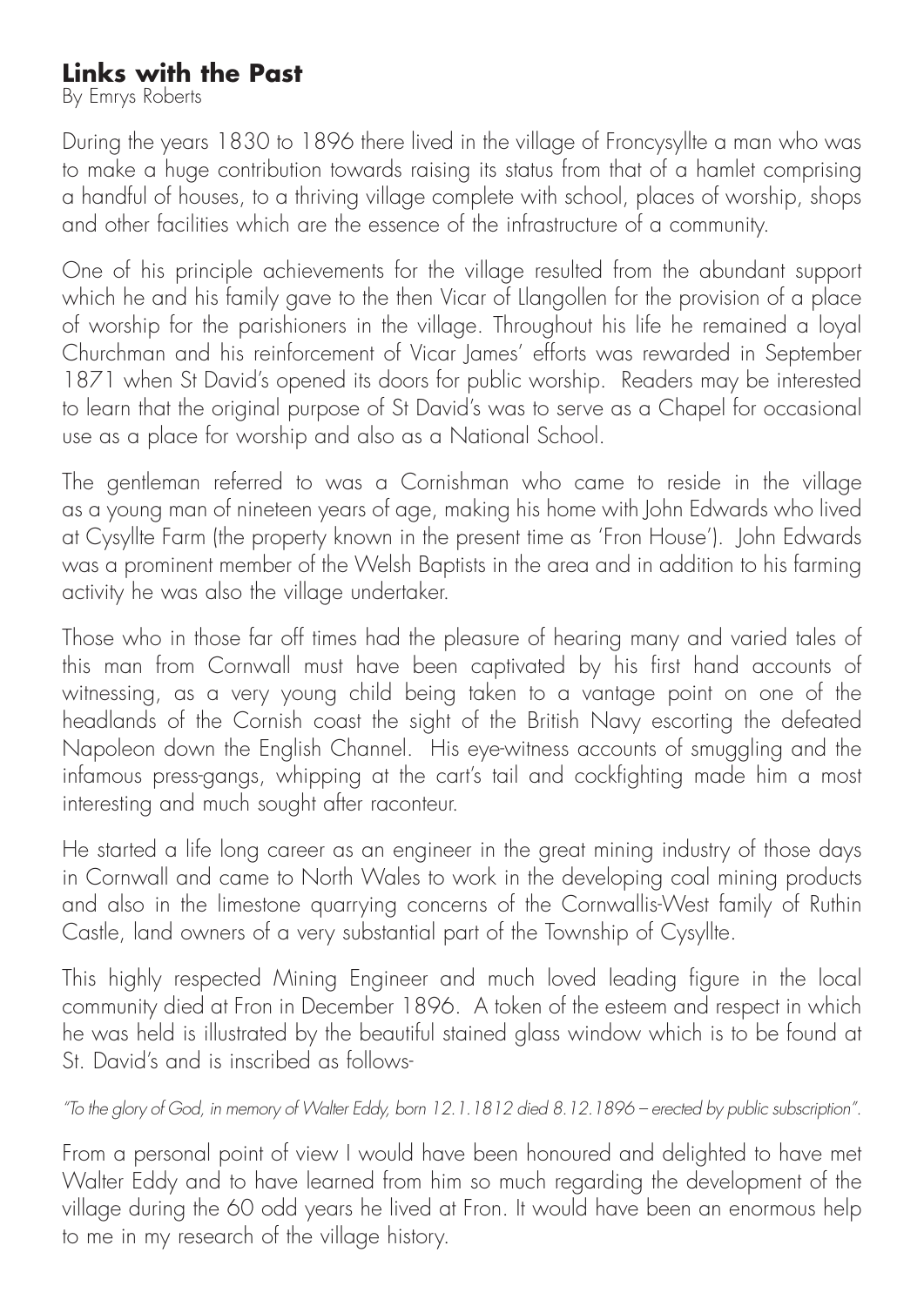## Links with the Past

By Emrys Roberts

During the years 1830 to 1896 there lived in the village of Froncysyllte a man who was to make a huge contribution towards raising its status from that of a hamlet comprising a handful of houses, to a thriving village complete with school, places of worship, shops and other facilities which are the essence of the infrastructure of a community.

One of his principle achievements for the village resulted from the abundant support which he and his family gave to the then Vicar of Llangollen for the provision of a place of worship for the parishioners in the village. Throughout his life he remained a loyal Churchman and his reinforcement of Vicar James' efforts was rewarded in September 1871 when St David's opened its doors for public worship. Readers may be interested to learn that the original purpose of St David's was to serve as a Chapel for occasional use as a place for worship and also as a National School.

The gentleman referred to was a Cornishman who came to reside in the village as a young man of nineteen years of age, making his home with John Edwards who lived at Cysyllte Farm (the property known in the present time as 'Fron House'). John Edwards was a prominent member of the Welsh Baptists in the area and in addition to his farming activity he was also the village undertaker.

Those who in those far off times had the pleasure of hearing many and varied tales of this man from Cornwall must have been captivated by his first hand accounts of witnessing, as a very young child being taken to a vantage point on one of the headlands of the Cornish coast the sight of the British Navy escorting the defeated Napoleon down the English Channel. His eye-witness accounts of smuggling and the infamous press-gangs, whipping at the cart's tail and cockfighting made him a most interesting and much sought after raconteur.

He started a life long career as an engineer in the great mining industry of those days in Cornwall and came to North Wales to work in the developing coal mining products and also in the limestone quarrying concerns of the Cornwallis-West family of Ruthin Castle, land owners of a very substantial part of the Township of Cysyllte.

This highly respected Mining Engineer and much loved leading figure in the local community died at Fron in December 1896. A token of the esteem and respect in which he was held is illustrated by the beautiful stained glass window which is to be found at St. David's and is inscribed as follows-

*"To the glory of God, in memory of Walter Eddy, born 12.1.1812 died 8.12.1896 – erected by public subscription".*

From a personal point of view I would have been honoured and delighted to have met Walter Eddy and to have learned from him so much regarding the development of the village during the 60 odd years he lived at Fron. It would have been an enormous help to me in my research of the village history.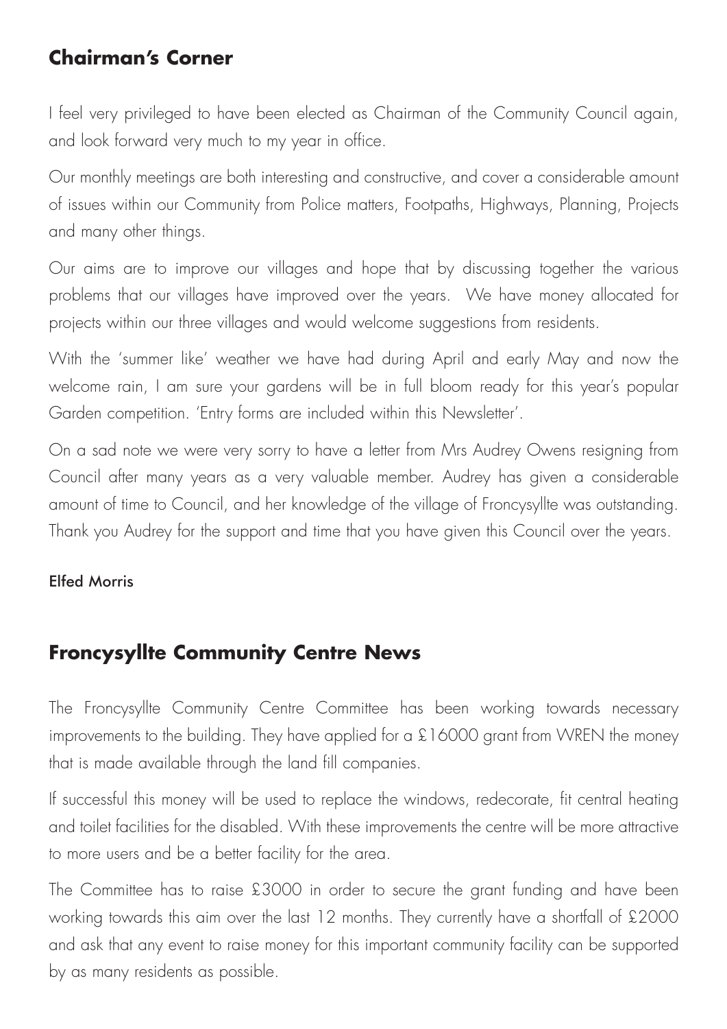## Chairman's Corner

I feel very privileged to have been elected as Chairman of the Community Council again, and look forward very much to my year in office.

Our monthly meetings are both interesting and constructive, and cover a considerable amount of issues within our Community from Police matters, Footpaths, Highways, Planning, Projects and many other things.

Our aims are to improve our villages and hope that by discussing together the various problems that our villages have improved over the years. We have money allocated for projects within our three villages and would welcome suggestions from residents.

With the 'summer like' weather we have had during April and early May and now the welcome rain, I am sure your gardens will be in full bloom ready for this year's popular Garden competition. 'Entry forms are included within this Newsletter'.

On a sad note we were very sorry to have a letter from Mrs Audrey Owens resigning from Council after many years as a very valuable member. Audrey has given a considerable amount of time to Council, and her knowledge of the village of Froncysyllte was outstanding. Thank you Audrey for the support and time that you have given this Council over the years.

Elfed Morris

## Froncysyllte Community Centre News

The Froncysyllte Community Centre Committee has been working towards necessary improvements to the building. They have applied for a £16000 grant from WREN the money that is made available through the land fill companies.

If successful this money will be used to replace the windows, redecorate, fit central heating and toilet facilities for the disabled. With these improvements the centre will be more attractive to more users and be a better facility for the area.

The Committee has to raise £3000 in order to secure the grant funding and have been working towards this aim over the last 12 months. They currently have a shortfall of £2000 and ask that any event to raise money for this important community facility can be supported by as many residents as possible.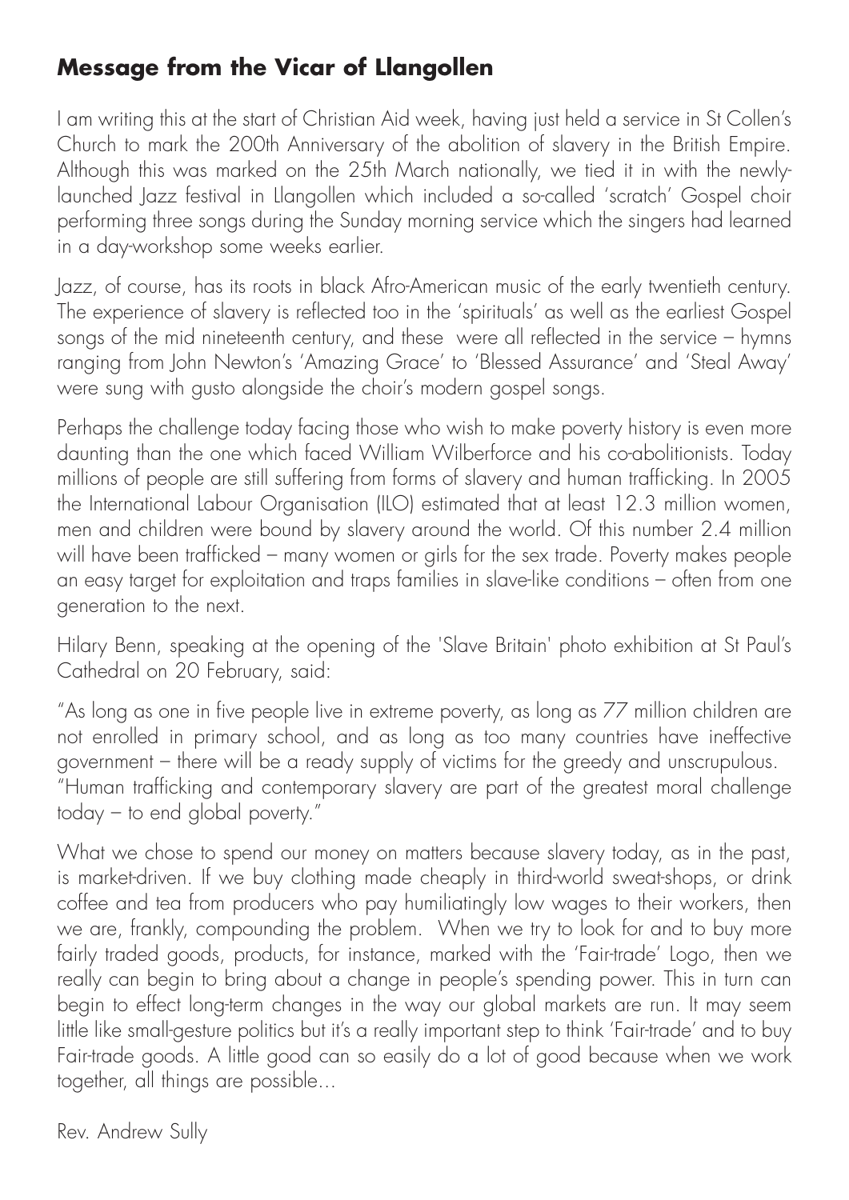## Message from the Vicar of Llangollen

I am writing this at the start of Christian Aid week, having just held a service in St Collen's Church to mark the 200th Anniversary of the abolition of slavery in the British Empire. Although this was marked on the 25th March nationally, we tied it in with the newly-launched Jazz festival in Llangollen which included a so-called 'scratch' Gospel choir performing three songs during the Sunday morning service which the singers had learned in a day-workshop some weeks earlier.

Jazz, of course, has its roots in black Afro-American music of the early twentieth century. The experience of slavery is reflected too in the 'spirituals' as well as the earliest Gospel songs of the mid nineteenth century, and these were all reflected in the service – hymns ranging from John Newton's 'Amazing Grace' to 'Blessed Assurance' and 'Steal Away' were sung with gusto alongside the choir's modern gospel songs.

Perhaps the challenge today facing those who wish to make poverty history is even more daunting than the one which faced William Wilberforce and his co-abolitionists. Today millions of people are still suffering from forms of slavery and human trafficking. In 2005 the International Labour Organisation (ILO) estimated that at least 12.3 million women, men and children were bound by slavery around the world. Of this number 2.4 million will have been trafficked – many women or girls for the sex trade. Poverty makes people an easy target for exploitation and traps families in slave-like conditions – often from one generation to the next.

Hilary Benn, speaking at the opening of the 'Slave Britain' photo exhibition at St Paul's Cathedral on 20 February, said:

"As long as one in five people live in extreme poverty, as long as 77 million children are not enrolled in primary school, and as long as too many countries have ineffective government – there will be a ready supply of victims for the greedy and unscrupulous.
"Human trafficking and contemporary slavery are part of the greatest moral challenge today – to end global poverty."

What we chose to spend our money on matters because slavery today, as in the past, is market-driven. If we buy clothing made cheaply in third-world sweat-shops, or drink coffee and tea from producers who pay humiliatingly low wages to their workers, then we are, frankly, compounding the problem. When we try to look for and to buy more fairly traded goods, products, for instance, marked with the 'Fair-trade' Logo, then we really can begin to bring about a change in people's spending power. This in turn can begin to effect long-term changes in the way our global markets are run. It may seem little like small-gesture politics but it's a really important step to think 'Fair-trade' and to buy Fair-trade goods. A little good can so easily do a lot of good because when we work together, all things are possible...

Rev. Andrew Sully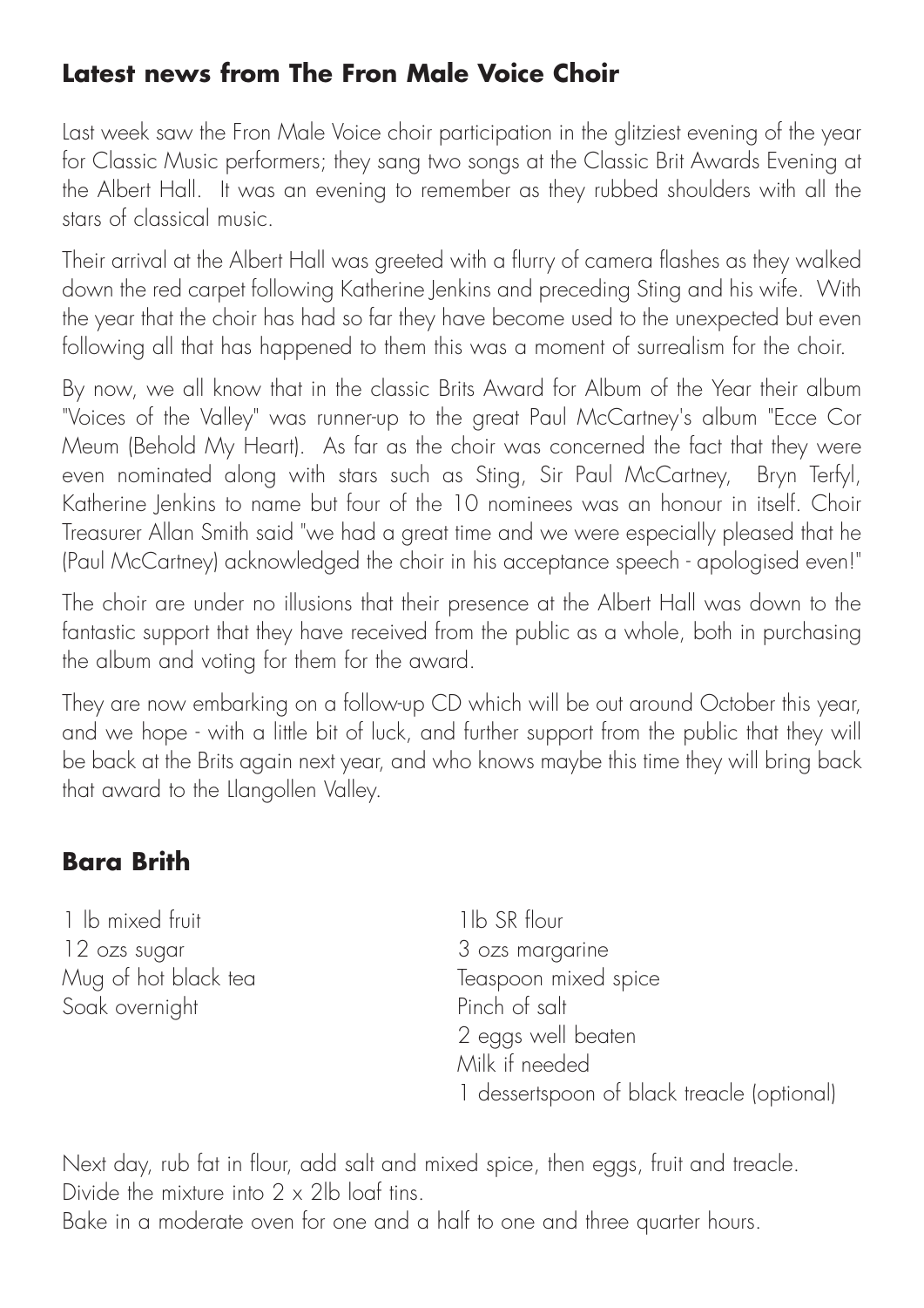## Latest news from The Fron Male Voice Choir

Last week saw the Fron Male Voice choir participation in the glitziest evening of the year for Classic Music performers; they sang two songs at the Classic Brit Awards Evening at the Albert Hall. It was an evening to remember as they rubbed shoulders with all the stars of classical music.

Their arrival at the Albert Hall was greeted with a flurry of camera flashes as they walked down the red carpet following Katherine Jenkins and preceding Sting and his wife. With the year that the choir has had so far they have become used to the unexpected but even following all that has happened to them this was a moment of surrealism for the choir.

By now, we all know that in the classic Brits Award for Album of the Year their album "Voices of the Valley" was runner-up to the great Paul McCartney's album "Ecce Cor Meum (Behold My Heart). As far as the choir was concerned the fact that they were even nominated along with stars such as Sting, Sir Paul McCartney, Bryn Terfyl, Katherine Jenkins to name but four of the 10 nominees was an honour in itself. Choir Treasurer Allan Smith said "we had a great time and we were especially pleased that he (Paul McCartney) acknowledged the choir in his acceptance speech - apologised even!"

The choir are under no illusions that their presence at the Albert Hall was down to the fantastic support that they have received from the public as a whole, both in purchasing the album and voting for them for the award.

They are now embarking on a follow-up CD which will be out around October this year, and we hope - with a little bit of luck, and further support from the public that they will be back at the Brits again next year, and who knows maybe this time they will bring back that award to the Llangollen Valley.

## Bara Brith

1 lb mixed fruit
12 ozs sugar
Mug of hot black tea
Soak overnight

1lb SR flour
3 ozs margarine
Teaspoon mixed spice
Pinch of salt
2 eggs well beaten
Milk if needed
1 dessertspoon of black treacle (optional)

Next day, rub fat in flour, add salt and mixed spice, then eggs, fruit and treacle.
Divide the mixture into 2 x 2lb loaf tins.
Bake in a moderate oven for one and a half to one and three quarter hours.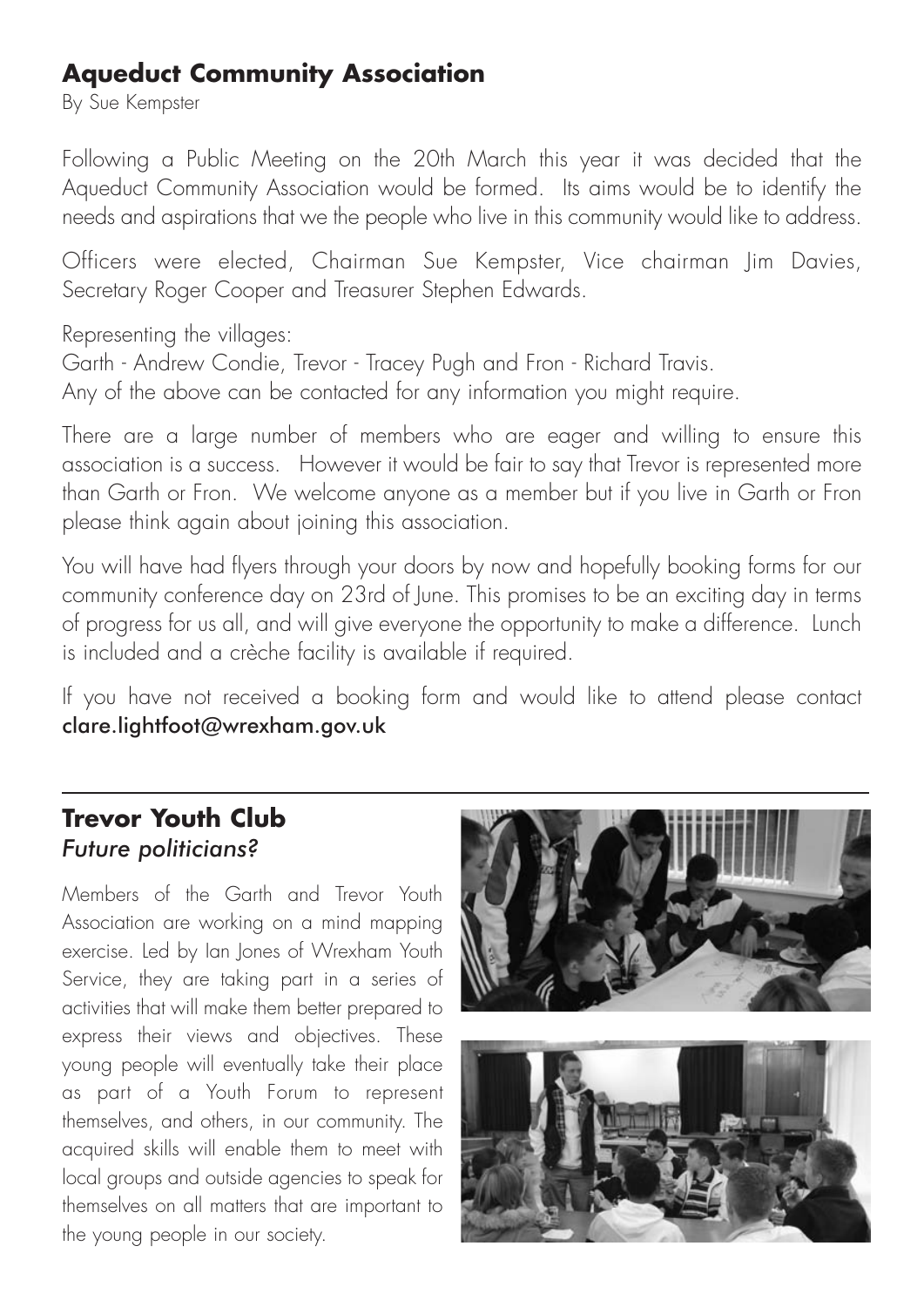## Aqueduct Community Association

By Sue Kempster

Following a Public Meeting on the 20th March this year it was decided that the Aqueduct Community Association would be formed. Its aims would be to identify the needs and aspirations that we the people who live in this community would like to address.

Officers were elected, Chairman Sue Kempster, Vice chairman Jim Davies, Secretary Roger Cooper and Treasurer Stephen Edwards.

Representing the villages:
Garth - Andrew Condie, Trevor - Tracey Pugh and Fron - Richard Travis.
Any of the above can be contacted for any information you might require.

There are a large number of members who are eager and willing to ensure this association is a success. However it would be fair to say that Trevor is represented more than Garth or Fron. We welcome anyone as a member but if you live in Garth or Fron please think again about joining this association.

You will have had flyers through your doors by now and hopefully booking forms for our community conference day on 23rd of June. This promises to be an exciting day in terms of progress for us all, and will give everyone the opportunity to make a difference. Lunch is included and a crèche facility is available if required.

If you have not received a booking form and would like to attend please contact clare.lightfoot@wrexham.gov.uk

---

## Trevor Youth Club

*Future politicians?*

Members of the Garth and Trevor Youth Association are working on a mind mapping exercise. Led by Ian Jones of Wrexham Youth Service, they are taking part in a series of activities that will make them better prepared to express their views and objectives. These young people will eventually take their place as part of a Youth Forum to represent themselves, and others, in our community. The acquired skills will enable them to meet with local groups and outside agencies to speak for themselves on all matters that are important to the young people in our society.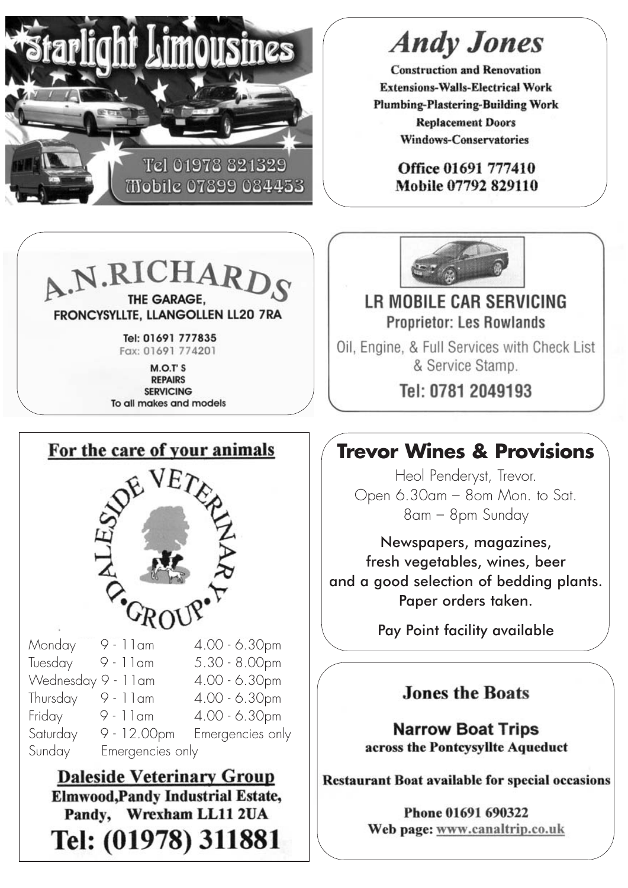## Starlight Limousines

Tel 01978 821329
Mobile 07899 084453

## Andy Jones

**Construction and Renovation**
**Extensions-Walls-Electrical Work**
**Plumbing-Plastering-Building Work**
**Replacement Doors**
**Windows-Conservatories**

**Office 01691 777410**
**Mobile 07792 829110**

## A.N.RICHARDS

**THE GARAGE,**
**FRONCYSYLLTE, LLANGOLLEN LL20 7RA**

**Tel: 01691 777835**
Fax: 01691 774201

**M.O.T' S**
**REPAIRS**
**SERVICING**
**To all makes and models**

## LR MOBILE CAR SERVICING

**Proprietor: Les Rowlands**

Oil, Engine, & Full Services with Check List & Service Stamp.

**Tel: 0781 2049193**

## For the care of your animals

DALESIDE VETERINARY GROUP

| | | |
|---|---|---|
| Monday | 9 - 11am | 4.00 - 6.30pm |
| Tuesday | 9 - 11am | 5.30 - 8.00pm |
| Wednesday | 9 - 11am | 4.00 - 6.30pm |
| Thursday | 9 - 11am | 4.00 - 6.30pm |
| Friday | 9 - 11am | 4.00 - 6.30pm |
| Saturday | 9 - 12.00pm | Emergencies only |
| Sunday | Emergencies only | |

**Daleside Veterinary Group**
**Elmwood,Pandy Industrial Estate,**
**Pandy, Wrexham LL11 2UA**
**Tel: (01978) 311881**

## Trevor Wines & Provisions

Heol Penderyst, Trevor.
Open 6.30am – 8om Mon. to Sat.
8am – 8pm Sunday

Newspapers, magazines,
fresh vegetables, wines, beer
and a good selection of bedding plants.
Paper orders taken.

Pay Point facility available

## Jones the Boats

**Narrow Boat Trips**
**across the Pontcysyllte Aqueduct**

**Restaurant Boat available for special occasions**

**Phone 01691 690322**
**Web page: www.canaltrip.co.uk**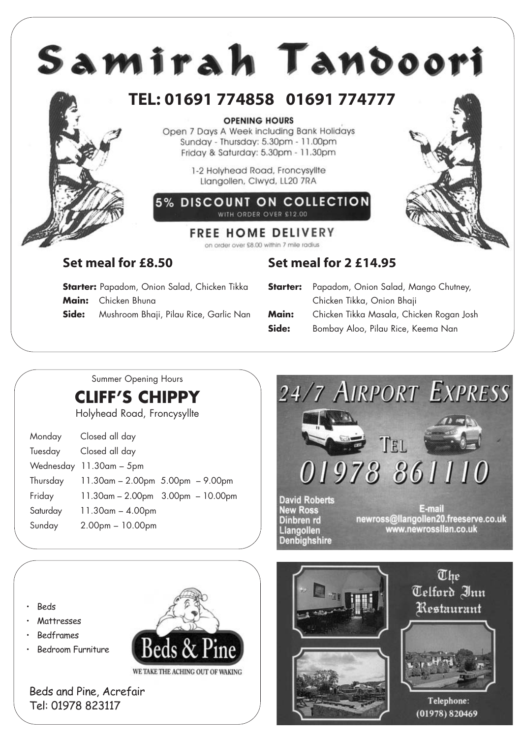# Samirah Tandoori

## TEL: 01691 774858 01691 774777

**OPENING HOURS**

Open 7 Days A Week including Bank Holidays
Sunday - Thursday: 5.30pm - 11.00pm
Friday & Saturday: 5.30pm - 11.30pm

1-2 Holyhead Road, Froncysyllte
Llangollen, Clwyd, LL20 7RA

**5% DISCOUNT ON COLLECTION**
WITH ORDER OVER £12.00

**FREE HOME DELIVERY**
on order over £8.00 within 7 mile radius

### Set meal for £8.50

**Starter:** Papadom, Onion Salad, Chicken Tikka
**Main:** Chicken Bhuna
**Side:** Mushroom Bhaji, Pilau Rice, Garlic Nan

### Set meal for 2 £14.95

**Starter:** Papadom, Onion Salad, Mango Chutney, Chicken Tikka, Onion Bhaji
**Main:** Chicken Tikka Masala, Chicken Rogan Josh
**Side:** Bombay Aloo, Pilau Rice, Keema Nan

---

Summer Opening Hours

## CLIFF'S CHIPPY

Holyhead Road, Froncysyllte

| Day | Hours | |
|---|---|---|
| Monday | Closed all day | |
| Tuesday | Closed all day | |
| Wednesday | 11.30am – 5pm | |
| Thursday | 11.30am – 2.00pm | 5.00pm – 9.00pm |
| Friday | 11.30am – 2.00pm | 3.00pm – 10.00pm |
| Saturday | 11.30am – 4.00pm | |
| Sunday | 2.00pm – 10.00pm | |

---

## 24/7 AIRPORT EXPRESS

TEL 01978 861110

David Roberts
New Ross
Dinbren rd
Llangollen
Denbighshire

E-mail
newross@llangollen20.freeserve.co.uk
www.newrossllan.co.uk

---

- Beds
- Mattresses
- Bedframes
- Bedroom Furniture

**Beds & Pine**
WE TAKE THE ACHING OUT OF WAKING

Beds and Pine, Acrefair
Tel: 01978 823117

---

## The Telford Inn Restaurant

Telephone:
(01978) 820469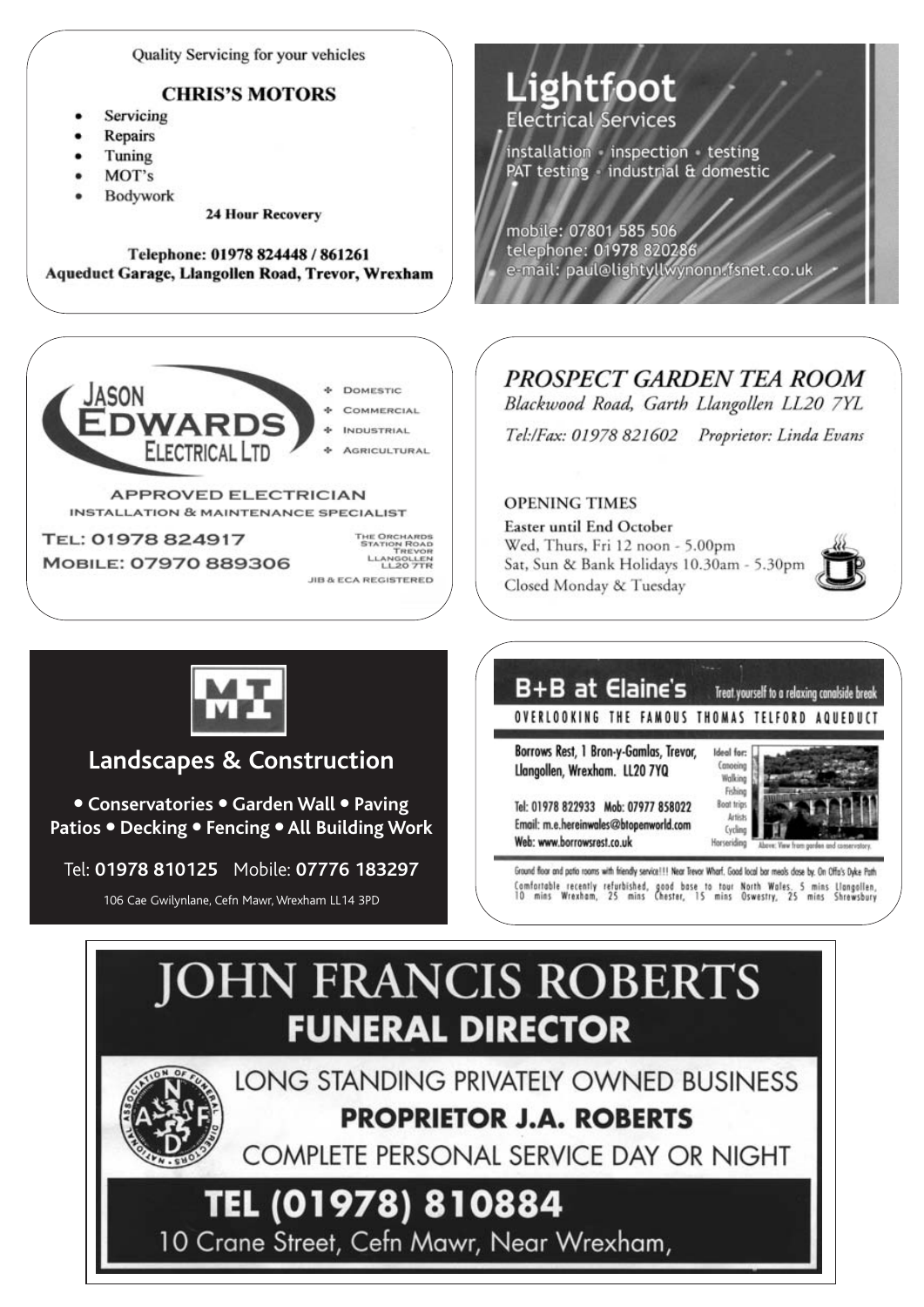Quality Servicing for your vehicles

## CHRIS'S MOTORS

- Servicing
- Repairs
- Tuning
- MOT's
- Bodywork

**24 Hour Recovery**

**Telephone: 01978 824448 / 861261**
**Aqueduct Garage, Llangollen Road, Trevor, Wrexham**

---

## Lightfoot
Electrical Services

installation • inspection • testing
PAT testing • industrial & domestic

mobile: 07801 585 506
telephone: 01978 820286
e-mail: paul@lightyllwynonn.fsnet.co.uk

---

## JASON EDWARDS ELECTRICAL LTD

- Domestic
- Commercial
- Industrial
- Agricultural

APPROVED ELECTRICIAN
INSTALLATION & MAINTENANCE SPECIALIST

TEL: 01978 824917
MOBILE: 07970 889306

The Orchards
Station Road
Trevor
Llangollen
LL20 7TR

JIB & ECA REGISTERED

---

## *PROSPECT GARDEN TEA ROOM*

*Blackwood Road, Garth Llangollen LL20 7YL*

*Tel:/Fax: 01978 821602 Proprietor: Linda Evans*

OPENING TIMES
Easter until End October
Wed, Thurs, Fri 12 noon - 5.00pm
Sat, Sun & Bank Holidays 10.30am - 5.30pm
Closed Monday & Tuesday

---

MI

## Landscapes & Construction

• Conservatories • Garden Wall • Paving
Patios • Decking • Fencing • All Building Work

Tel: **01978 810125** Mobile: **07776 183297**

106 Cae Gwilynlane, Cefn Mawr, Wrexham LL14 3PD

---

## B+B at Elaine's

Treat yourself to a relaxing canalside break

OVERLOOKING THE FAMOUS THOMAS TELFORD AQUEDUCT

Borrows Rest, 1 Bron-y-Gamlas, Trevor, Llangollen, Wrexham. LL20 7YQ

Tel: 01978 822933 Mob: 07977 858022
Email: m.e.hereinwales@btopenworld.com
Web: www.borrowsrest.co.uk

Ideal for: Canoeing, Walking, Fishing, Boat trips, Artists, Cycling, Horseriding

Above: View from garden and conservatory.

Ground floor and patio rooms with friendly service!!! Near Trevor Wharf. Good local bar meals close by. On Offa's Dyke Path

Comfortable recently refurbished, good base to tour North Wales. 5 mins Llangollen, 10 mins Wrexham, 25 mins Chester, 15 mins Oswestry, 25 mins Shrewsbury

---

## JOHN FRANCIS ROBERTS
**FUNERAL DIRECTOR**

LONG STANDING PRIVATELY OWNED BUSINESS
**PROPRIETOR J.A. ROBERTS**
COMPLETE PERSONAL SERVICE DAY OR NIGHT

**TEL (01978) 810884**
10 Crane Street, Cefn Mawr, Near Wrexham,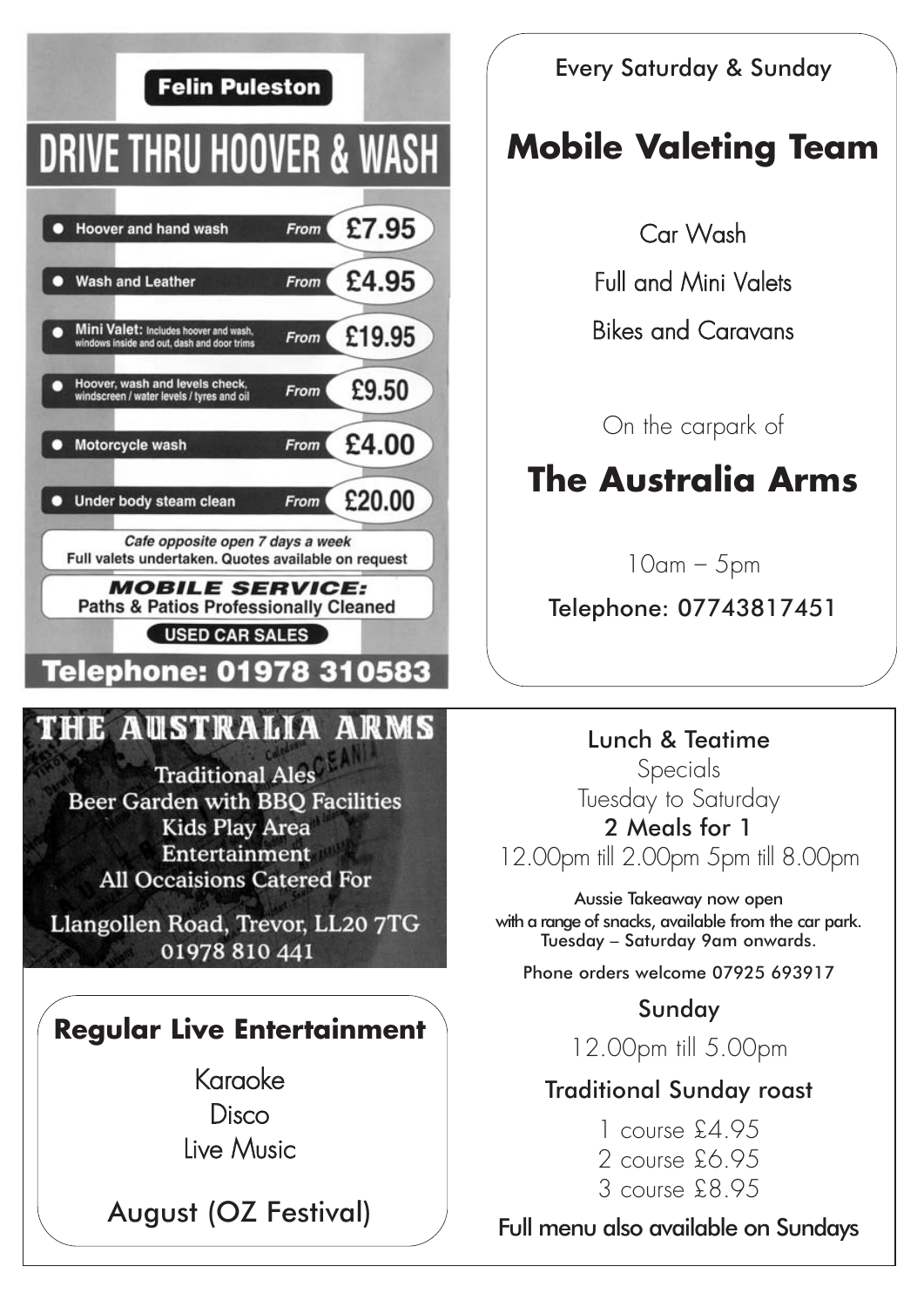**Felin Puleston**

# DRIVE THRU HOOVER & WASH

| Service | Price |
|---|---|
| Hoover and hand wash | From £7.95 |
| Wash and Leather | From £4.95 |
| Mini Valet: Includes hoover and wash, windows inside and out, dash and door trims | From £19.95 |
| Hoover, wash and levels check, windscreen / water levels / tyres and oil | From £9.50 |
| Motorcycle wash | From £4.00 |
| Under body steam clean | From £20.00 |

*Cafe opposite open 7 days a week*
Full valets undertaken. Quotes available on request

***MOBILE SERVICE:***
Paths & Patios Professionally Cleaned

**USED CAR SALES**

**Telephone: 01978 310583**

---

Every Saturday & Sunday

## Mobile Valeting Team

Car Wash

Full and Mini Valets

Bikes and Caravans

On the carpark of

## The Australia Arms

10am – 5pm

Telephone: 07743817451

---

# THE AUSTRALIA ARMS

Traditional Ales
Beer Garden with BBQ Facilities
Kids Play Area
Entertainment
All Occaisions Catered For

Llangollen Road, Trevor, LL20 7TG
01978 810 441

---

## Regular Live Entertainment

Karaoke
Disco
Live Music

August (OZ Festival)

---

Lunch & Teatime
Specials
Tuesday to Saturday
**2 Meals for 1**
12.00pm till 2.00pm 5pm till 8.00pm

Aussie Takeaway now open
with a range of snacks, available from the car park.
Tuesday – Saturday 9am onwards.

Phone orders welcome 07925 693917

Sunday
12.00pm till 5.00pm

Traditional Sunday roast

1 course £4.95
2 course £6.95
3 course £8.95

Full menu also available on Sundays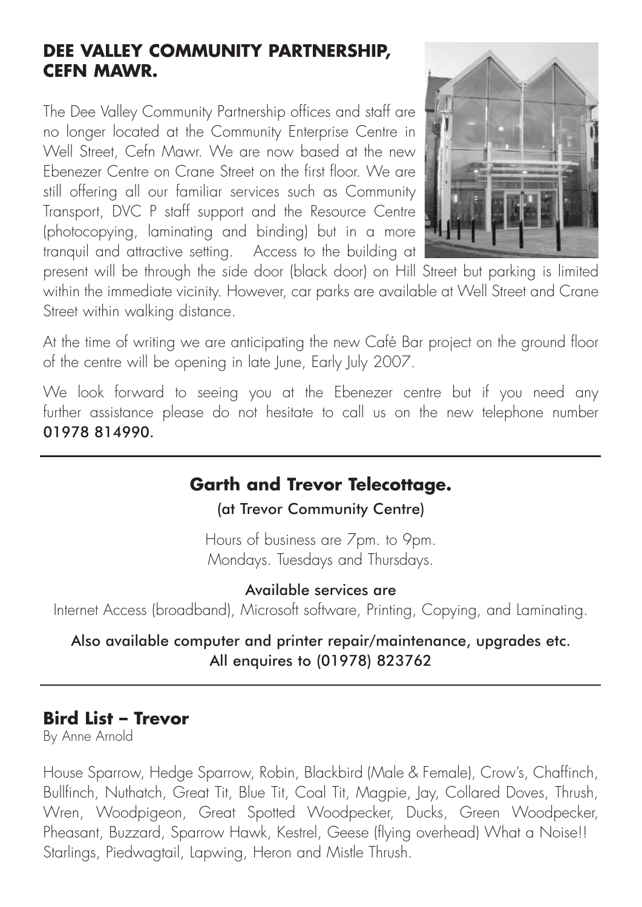## DEE VALLEY COMMUNITY PARTNERSHIP, CEFN MAWR.

The Dee Valley Community Partnership offices and staff are no longer located at the Community Enterprise Centre in Well Street, Cefn Mawr. We are now based at the new Ebenezer Centre on Crane Street on the first floor. We are still offering all our familiar services such as Community Transport, DVC P staff support and the Resource Centre (photocopying, laminating and binding) but in a more tranquil and attractive setting. Access to the building at present will be through the side door (black door) on Hill Street but parking is limited within the immediate vicinity. However, car parks are available at Well Street and Crane Street within walking distance.

At the time of writing we are anticipating the new Café Bar project on the ground floor of the centre will be opening in late June, Early July 2007.

We look forward to seeing you at the Ebenezer centre but if you need any further assistance please do not hesitate to call us on the new telephone number **01978 814990.**

---

## Garth and Trevor Telecottage.

**(at Trevor Community Centre)**

Hours of business are 7pm. to 9pm.
Mondays. Tuesdays and Thursdays.

**Available services are**

Internet Access (broadband), Microsoft software, Printing, Copying, and Laminating.

**Also available computer and printer repair/maintenance, upgrades etc.**
**All enquires to (01978) 823762**

---

## Bird List – Trevor

By Anne Arnold

House Sparrow, Hedge Sparrow, Robin, Blackbird (Male & Female), Crow's, Chaffinch, Bullfinch, Nuthatch, Great Tit, Blue Tit, Coal Tit, Magpie, Jay, Collared Doves, Thrush, Wren, Woodpigeon, Great Spotted Woodpecker, Ducks, Green Woodpecker, Pheasant, Buzzard, Sparrow Hawk, Kestrel, Geese (flying overhead) What a Noise!! Starlings, Piedwagtail, Lapwing, Heron and Mistle Thrush.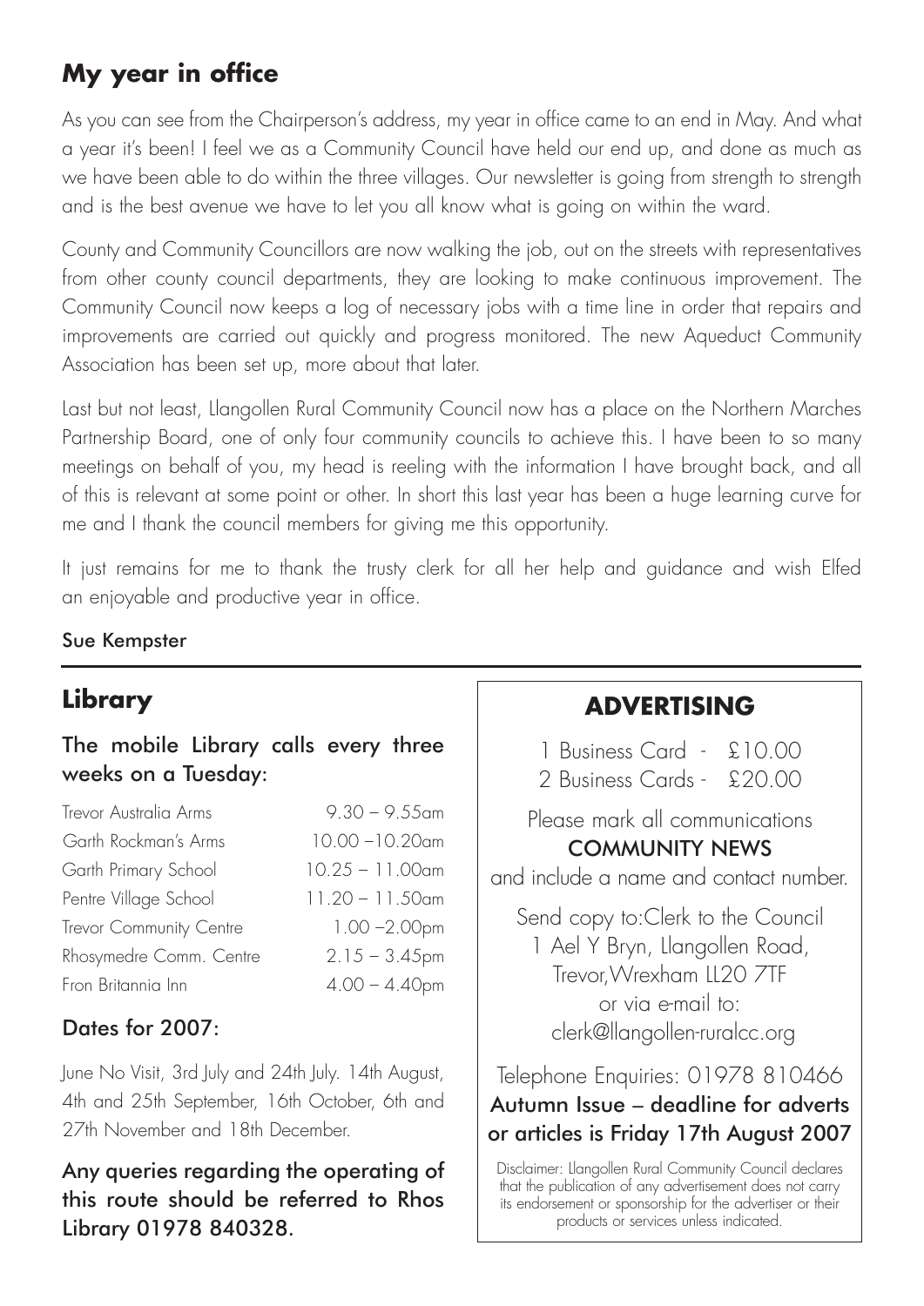## My year in office

As you can see from the Chairperson's address, my year in office came to an end in May. And what a year it's been! I feel we as a Community Council have held our end up, and done as much as we have been able to do within the three villages. Our newsletter is going from strength to strength and is the best avenue we have to let you all know what is going on within the ward.

County and Community Councillors are now walking the job, out on the streets with representatives from other county council departments, they are looking to make continuous improvement. The Community Council now keeps a log of necessary jobs with a time line in order that repairs and improvements are carried out quickly and progress monitored. The new Aqueduct Community Association has been set up, more about that later.

Last but not least, Llangollen Rural Community Council now has a place on the Northern Marches Partnership Board, one of only four community councils to achieve this. I have been to so many meetings on behalf of you, my head is reeling with the information I have brought back, and all of this is relevant at some point or other. In short this last year has been a huge learning curve for me and I thank the council members for giving me this opportunity.

It just remains for me to thank the trusty clerk for all her help and guidance and wish Elfed an enjoyable and productive year in office.

Sue Kempster

## Library

**The mobile Library calls every three weeks on a Tuesday:**

| Location | Time |
|---|---|
| Trevor Australia Arms | 9.30 – 9.55am |
| Garth Rockman's Arms | 10.00 –10.20am |
| Garth Primary School | 10.25 – 11.00am |
| Pentre Village School | 11.20 – 11.50am |
| Trevor Community Centre | 1.00 –2.00pm |
| Rhosymedre Comm. Centre | 2.15 – 3.45pm |
| Fron Britannia Inn | 4.00 – 4.40pm |

**Dates for 2007:**

June No Visit, 3rd July and 24th July. 14th August, 4th and 25th September, 16th October, 6th and 27th November and 18th December.

**Any queries regarding the operating of this route should be referred to Rhos Library 01978 840328.**

## ADVERTISING

1 Business Card - £10.00
2 Business Cards - £20.00

Please mark all communications
**COMMUNITY NEWS**
and include a name and contact number.

Send copy to:Clerk to the Council
1 Ael Y Bryn, Llangollen Road,
Trevor,Wrexham LL20 7TF
or via e-mail to:
clerk@llangollen-ruralcc.org

Telephone Enquiries: 01978 810466

**Autumn Issue – deadline for adverts or articles is Friday 17th August 2007**

Disclaimer: Llangollen Rural Community Council declares that the publication of any advertisement does not carry its endorsement or sponsorship for the advertiser or their products or services unless indicated.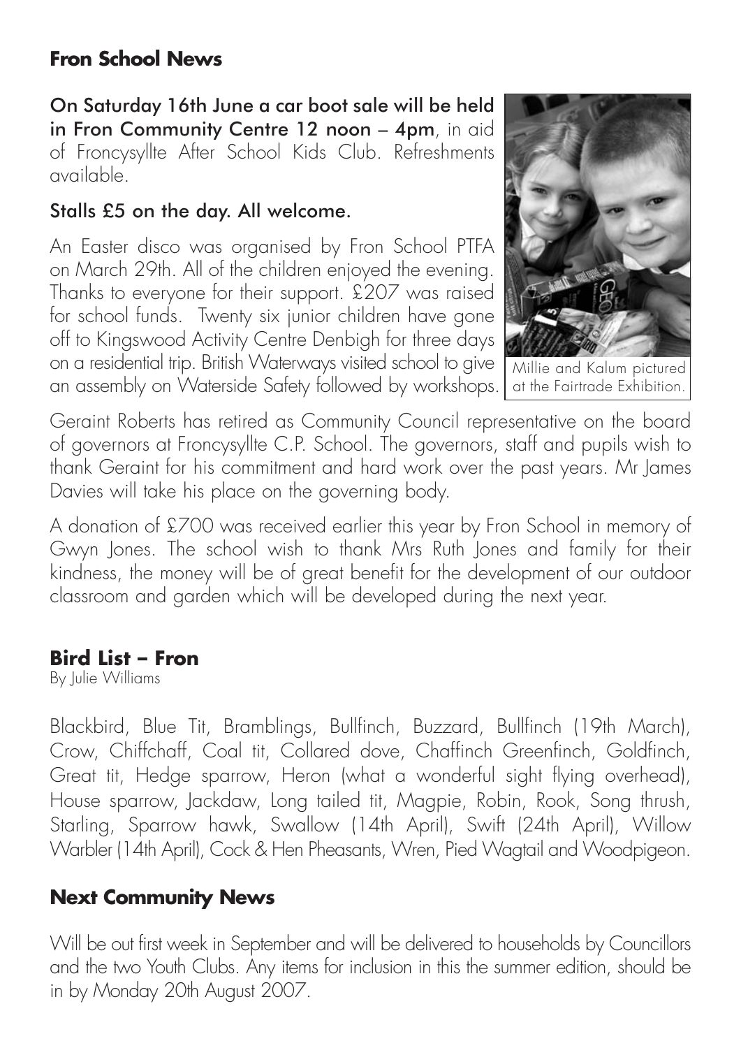## Fron School News

On Saturday 16th June a car boot sale will be held in Fron Community Centre 12 noon – 4pm, in aid of Froncysyllte After School Kids Club. Refreshments available.

Stalls £5 on the day. All welcome.

An Easter disco was organised by Fron School PTFA on March 29th. All of the children enjoyed the evening. Thanks to everyone for their support. £207 was raised for school funds. Twenty six junior children have gone off to Kingswood Activity Centre Denbigh for three days on a residential trip. British Waterways visited school to give an assembly on Waterside Safety followed by workshops.

Millie and Kalum pictured at the Fairtrade Exhibition.

Geraint Roberts has retired as Community Council representative on the board of governors at Froncysyllte C.P. School. The governors, staff and pupils wish to thank Geraint for his commitment and hard work over the past years. Mr James Davies will take his place on the governing body.

A donation of £700 was received earlier this year by Fron School in memory of Gwyn Jones. The school wish to thank Mrs Ruth Jones and family for their kindness, the money will be of great benefit for the development of our outdoor classroom and garden which will be developed during the next year.

## Bird List – Fron

By Julie Williams

Blackbird, Blue Tit, Bramblings, Bullfinch, Buzzard, Bullfinch (19th March), Crow, Chiffchaff, Coal tit, Collared dove, Chaffinch Greenfinch, Goldfinch, Great tit, Hedge sparrow, Heron (what a wonderful sight flying overhead), House sparrow, Jackdaw, Long tailed tit, Magpie, Robin, Rook, Song thrush, Starling, Sparrow hawk, Swallow (14th April), Swift (24th April), Willow Warbler (14th April), Cock & Hen Pheasants, Wren, Pied Wagtail and Woodpigeon.

## Next Community News

Will be out first week in September and will be delivered to households by Councillors and the two Youth Clubs. Any items for inclusion in this the summer edition, should be in by Monday 20th August 2007.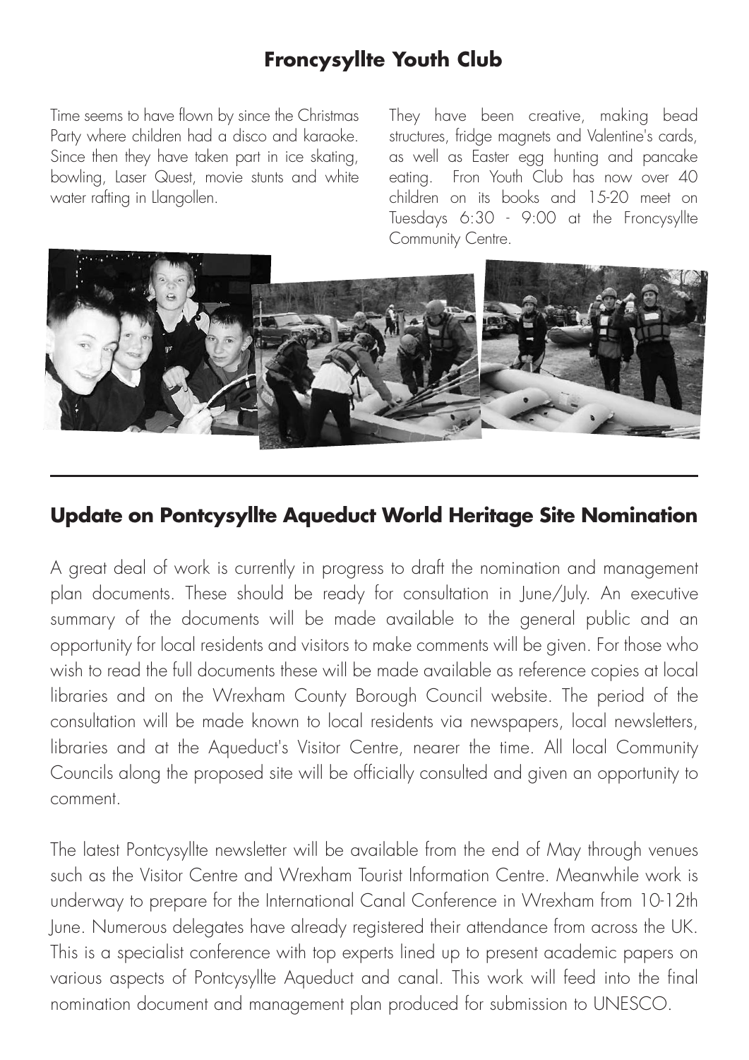## Froncysyllte Youth Club

Time seems to have flown by since the Christmas Party where children had a disco and karaoke. Since then they have taken part in ice skating, bowling, Laser Quest, movie stunts and white water rafting in Llangollen.

They have been creative, making bead structures, fridge magnets and Valentine's cards, as well as Easter egg hunting and pancake eating. Fron Youth Club has now over 40 children on its books and 15-20 meet on Tuesdays 6:30 - 9:00 at the Froncysyllte Community Centre.

## Update on Pontcysyllte Aqueduct World Heritage Site Nomination

A great deal of work is currently in progress to draft the nomination and management plan documents. These should be ready for consultation in June/July. An executive summary of the documents will be made available to the general public and an opportunity for local residents and visitors to make comments will be given. For those who wish to read the full documents these will be made available as reference copies at local libraries and on the Wrexham County Borough Council website. The period of the consultation will be made known to local residents via newspapers, local newsletters, libraries and at the Aqueduct's Visitor Centre, nearer the time. All local Community Councils along the proposed site will be officially consulted and given an opportunity to comment.

The latest Pontcysyllte newsletter will be available from the end of May through venues such as the Visitor Centre and Wrexham Tourist Information Centre. Meanwhile work is underway to prepare for the International Canal Conference in Wrexham from 10-12th June. Numerous delegates have already registered their attendance from across the UK. This is a specialist conference with top experts lined up to present academic papers on various aspects of Pontcysyllte Aqueduct and canal. This work will feed into the final nomination document and management plan produced for submission to UNESCO.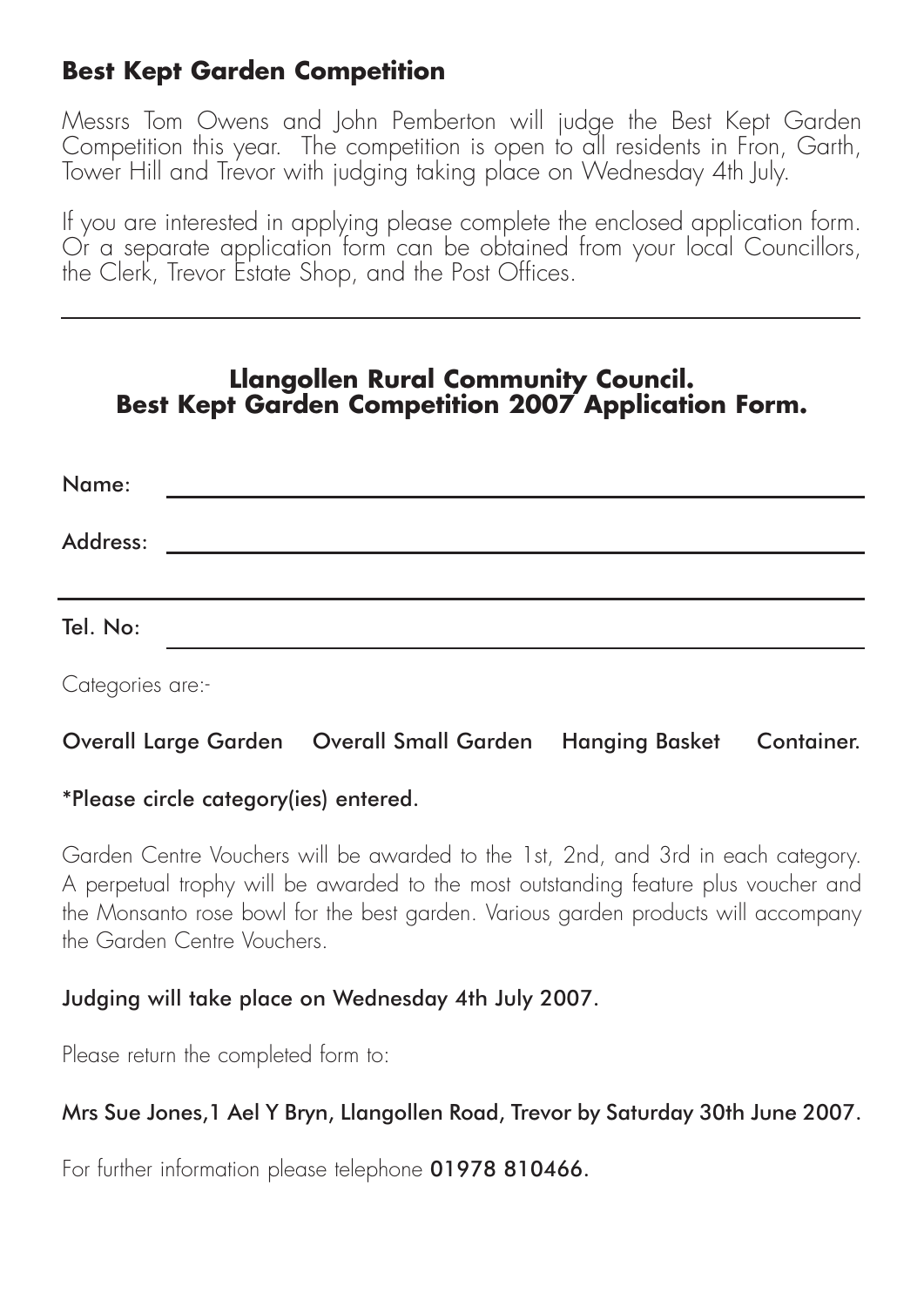## Best Kept Garden Competition

Messrs Tom Owens and John Pemberton will judge the Best Kept Garden Competition this year. The competition is open to all residents in Fron, Garth, Tower Hill and Trevor with judging taking place on Wednesday 4th July.

If you are interested in applying please complete the enclosed application form. Or a separate application form can be obtained from your local Councillors, the Clerk, Trevor Estate Shop, and the Post Offices.

---

## Llangollen Rural Community Council.
## Best Kept Garden Competition 2007 Application Form.

Name: ______________________________________________

Address: ____________________________________________

____________________________________________________

Tel. No: _____________________________________________

Categories are:-

Overall Large Garden    Overall Small Garden    Hanging Basket    Container.

*Please circle category(ies) entered.

Garden Centre Vouchers will be awarded to the 1st, 2nd, and 3rd in each category. A perpetual trophy will be awarded to the most outstanding feature plus voucher and the Monsanto rose bowl for the best garden. Various garden products will accompany the Garden Centre Vouchers.

Judging will take place on Wednesday 4th July 2007.

Please return the completed form to:

Mrs Sue Jones,1 Ael Y Bryn, Llangollen Road, Trevor by Saturday 30th June 2007.

For further information please telephone **01978 810466.**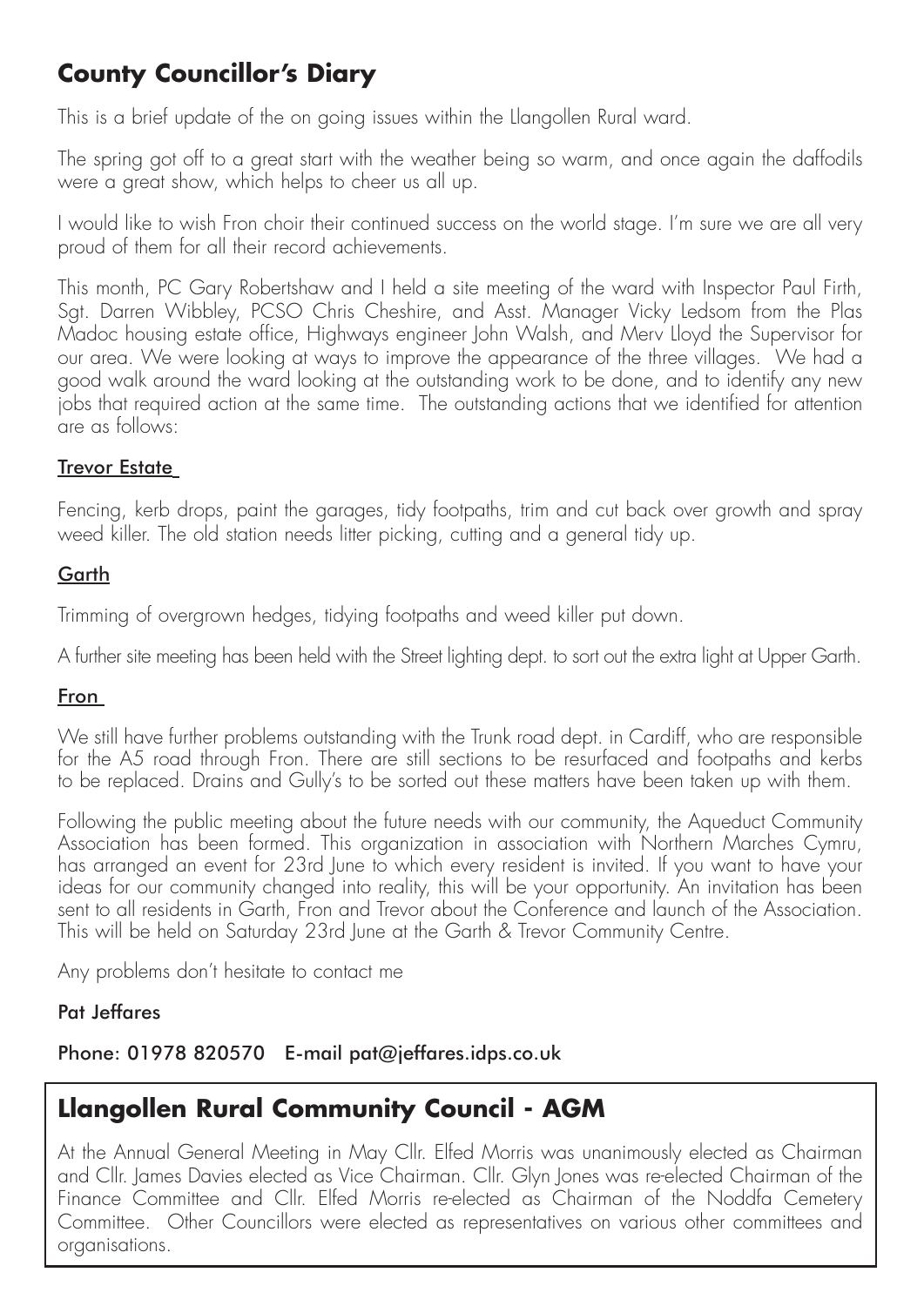## County Councillor's Diary

This is a brief update of the on going issues within the Llangollen Rural ward.

The spring got off to a great start with the weather being so warm, and once again the daffodils were a great show, which helps to cheer us all up.

I would like to wish Fron choir their continued success on the world stage. I'm sure we are all very proud of them for all their record achievements.

This month, PC Gary Robertshaw and I held a site meeting of the ward with Inspector Paul Firth, Sgt. Darren Wibbley, PCSO Chris Cheshire, and Asst. Manager Vicky Ledsom from the Plas Madoc housing estate office, Highways engineer John Walsh, and Merv Lloyd the Supervisor for our area. We were looking at ways to improve the appearance of the three villages. We had a good walk around the ward looking at the outstanding work to be done, and to identify any new jobs that required action at the same time. The outstanding actions that we identified for attention are as follows:

### Trevor Estate

Fencing, kerb drops, paint the garages, tidy footpaths, trim and cut back over growth and spray weed killer. The old station needs litter picking, cutting and a general tidy up.

### Garth

Trimming of overgrown hedges, tidying footpaths and weed killer put down.

A further site meeting has been held with the Street lighting dept. to sort out the extra light at Upper Garth.

### Fron

We still have further problems outstanding with the Trunk road dept. in Cardiff, who are responsible for the A5 road through Fron. There are still sections to be resurfaced and footpaths and kerbs to be replaced. Drains and Gully's to be sorted out these matters have been taken up with them.

Following the public meeting about the future needs with our community, the Aqueduct Community Association has been formed. This organization in association with Northern Marches Cymru, has arranged an event for 23rd June to which every resident is invited. If you want to have your ideas for our community changed into reality, this will be your opportunity. An invitation has been sent to all residents in Garth, Fron and Trevor about the Conference and launch of the Association. This will be held on Saturday 23rd June at the Garth & Trevor Community Centre.

Any problems don't hesitate to contact me

**Pat Jeffares**

**Phone: 01978 820570 E-mail pat@jeffares.idps.co.uk**

## Llangollen Rural Community Council - AGM

At the Annual General Meeting in May Cllr. Elfed Morris was unanimously elected as Chairman and Cllr. James Davies elected as Vice Chairman. Cllr. Glyn Jones was re-elected Chairman of the Finance Committee and Cllr. Elfed Morris re-elected as Chairman of the Noddfa Cemetery Committee. Other Councillors were elected as representatives on various other committees and organisations.